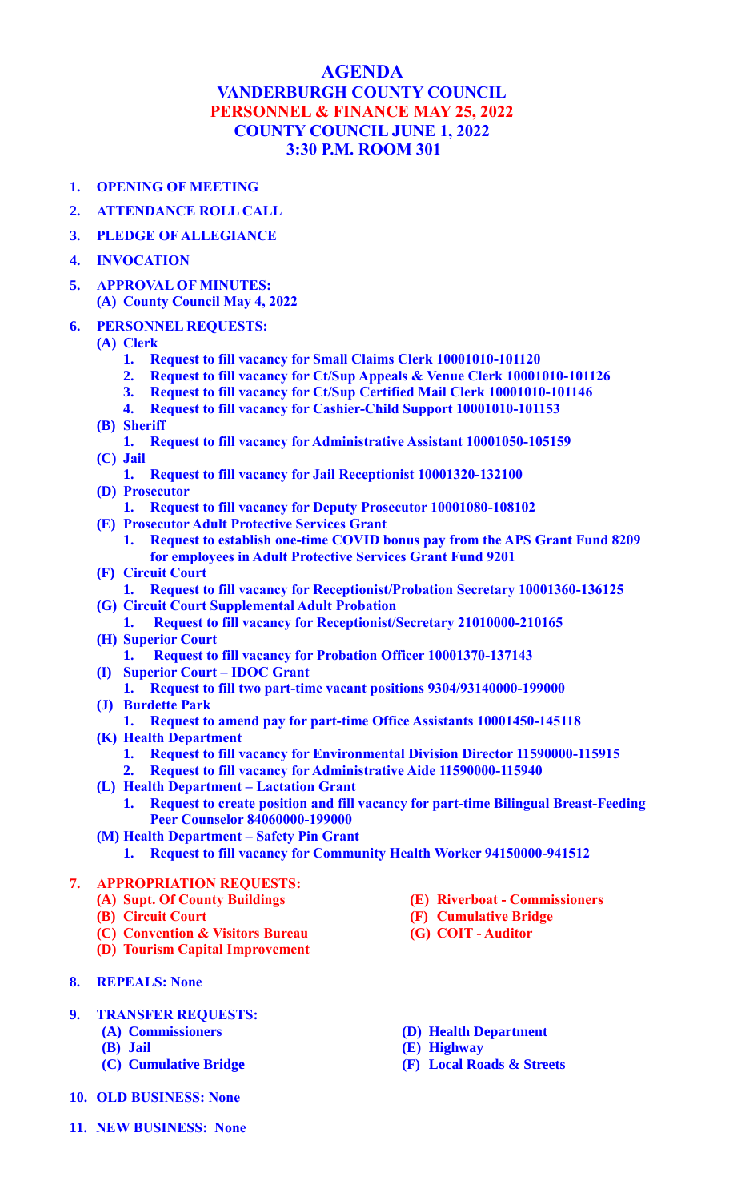# AGENDA

## VANDERBURGH COUNTY COUNCIL

## PERSONNEL & FINANCE MAY 25, 2022

## COUNTY COUNCIL JUNE 1, 2022

## 3:30 P.M. ROOM 301

1. **OPENING OF MEETING**
2. **ATTENDANCE ROLL CALL**
3. **PLEDGE OF ALLEGIANCE**
4. **INVOCATION**
5. **APPROVAL OF MINUTES:**
   - **(A) County Council May 4, 2022**
6. **PERSONNEL REQUESTS:**
   - **(A) Clerk**
     1. **Request to fill vacancy for Small Claims Clerk 10001010-101120**
     2. **Request to fill vacancy for Ct/Sup Appeals & Venue Clerk 10001010-101126**
     3. **Request to fill vacancy for Ct/Sup Certified Mail Clerk 10001010-101146**
     4. **Request to fill vacancy for Cashier-Child Support 10001010-101153**
   - **(B) Sheriff**
     1. **Request to fill vacancy for Administrative Assistant 10001050-105159**
   - **(C) Jail**
     1. **Request to fill vacancy for Jail Receptionist 10001320-132100**
   - **(D) Prosecutor**
     1. **Request to fill vacancy for Deputy Prosecutor 10001080-108102**
   - **(E) Prosecutor Adult Protective Services Grant**
     1. **Request to establish one-time COVID bonus pay from the APS Grant Fund 8209 for employees in Adult Protective Services Grant Fund 9201**
   - **(F) Circuit Court**
     1. **Request to fill vacancy for Receptionist/Probation Secretary 10001360-136125**
   - **(G) Circuit Court Supplemental Adult Probation**
     1. **Request to fill vacancy for Receptionist/Secretary 21010000-210165**
   - **(H) Superior Court**
     1. **Request to fill vacancy for Probation Officer 10001370-137143**
   - **(I) Superior Court – IDOC Grant**
     1. **Request to fill two part-time vacant positions 9304/93140000-199000**
   - **(J) Burdette Park**
     1. **Request to amend pay for part-time Office Assistants 10001450-145118**
   - **(K) Health Department**
     1. **Request to fill vacancy for Environmental Division Director 11590000-115915**
     2. **Request to fill vacancy for Administrative Aide 11590000-115940**
   - **(L) Health Department – Lactation Grant**
     1. **Request to create position and fill vacancy for part-time Bilingual Breast-Feeding Peer Counselor 84060000-199000**
   - **(M) Health Department – Safety Pin Grant**
     1. **Request to fill vacancy for Community Health Worker 94150000-941512**
7. **APPROPRIATION REQUESTS:**
   - **(A) Supt. Of County Buildings**
   - **(B) Circuit Court**
   - **(C) Convention & Visitors Bureau**
   - **(D) Tourism Capital Improvement**
   - **(E) Riverboat - Commissioners**
   - **(F) Cumulative Bridge**
   - **(G) COIT - Auditor**
8. **REPEALS: None**
9. **TRANSFER REQUESTS:**
   - **(A) Commissioners**
   - **(B) Jail**
   - **(C) Cumulative Bridge**
   - **(D) Health Department**
   - **(E) Highway**
   - **(F) Local Roads & Streets**
10. **OLD BUSINESS: None**
11. **NEW BUSINESS: None**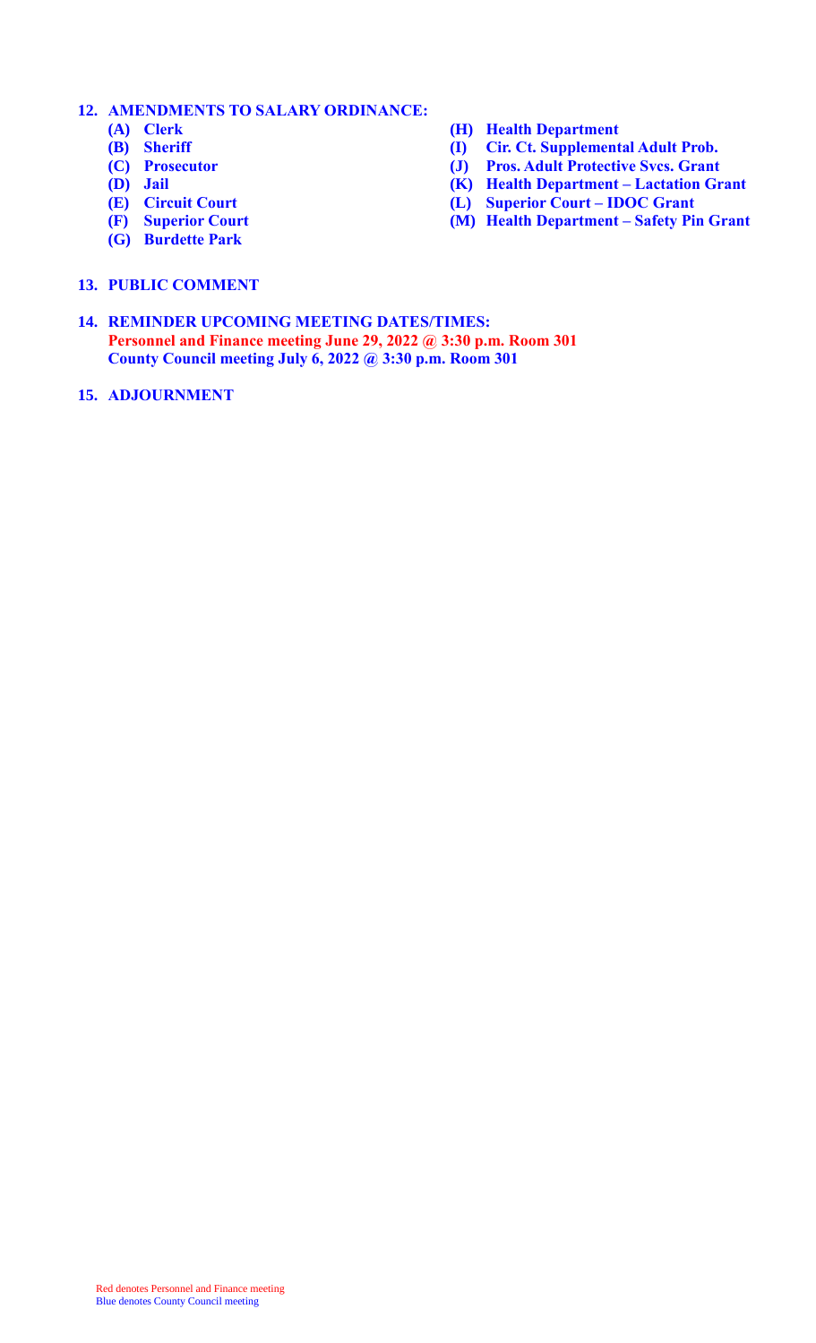**12. AMENDMENTS TO SALARY ORDINANCE:**

- **(A) Clerk**
- **(B) Sheriff**
- **(C) Prosecutor**
- **(D) Jail**
- **(E) Circuit Court**
- **(F) Superior Court**
- **(G) Burdette Park**
- **(H) Health Department**
- **(I) Cir. Ct. Supplemental Adult Prob.**
- **(J) Pros. Adult Protective Svcs. Grant**
- **(K) Health Department – Lactation Grant**
- **(L) Superior Court – IDOC Grant**
- **(M) Health Department – Safety Pin Grant**

**13. PUBLIC COMMENT**

**14. REMINDER UPCOMING MEETING DATES/TIMES:**
**Personnel and Finance meeting June 29, 2022 @ 3:30 p.m. Room 301**
**County Council meeting July 6, 2022 @ 3:30 p.m. Room 301**

**15. ADJOURNMENT**

Red denotes Personnel and Finance meeting
Blue denotes County Council meeting